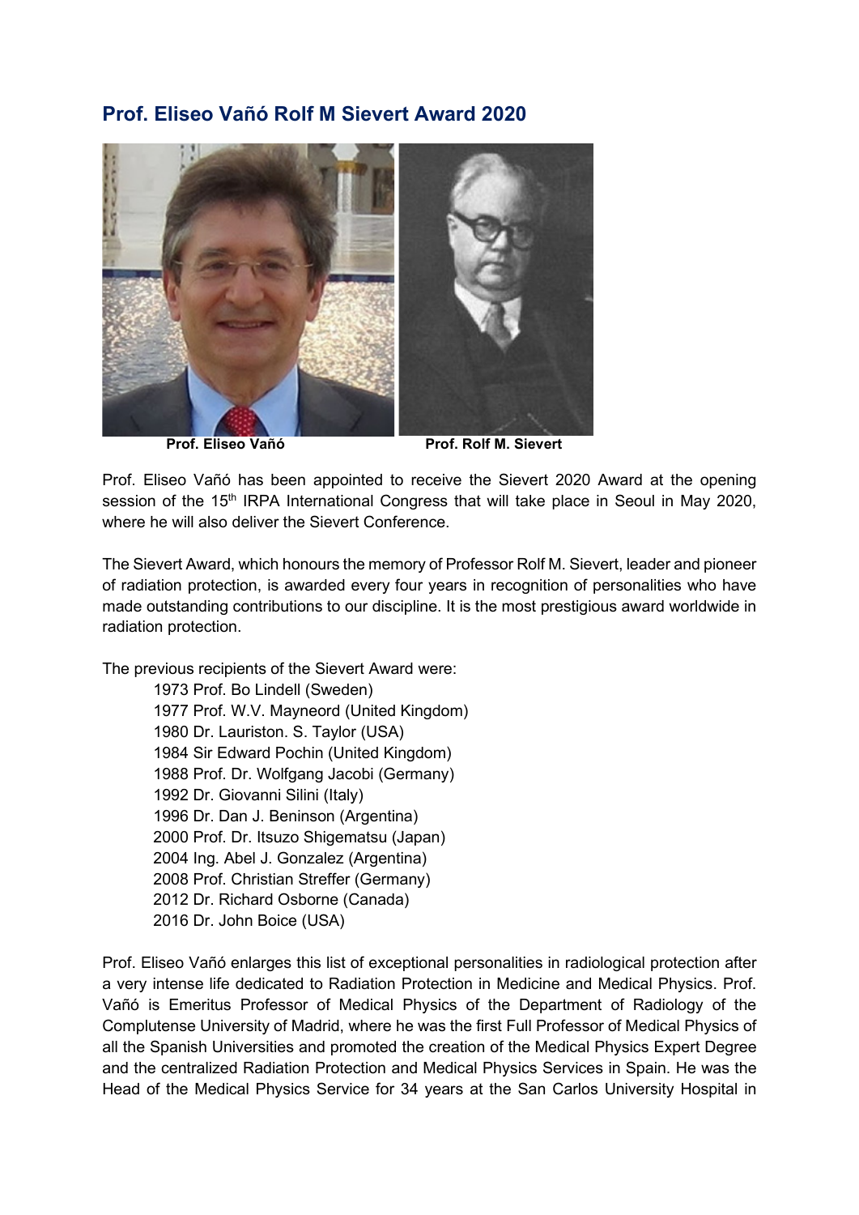## Prof. Eliseo Vañó Rolf M Sievert Award 2020

Prof. Eliseo Vañó Prof. Rolf M. Sievert

Prof. Eliseo Vañó has been appointed to receive the Sievert 2020 Award at the opening session of the 15th IRPA International Congress that will take place in Seoul in May 2020, where he will also deliver the Sievert Conference.

The Sievert Award, which honours the memory of Professor Rolf M. Sievert, leader and pioneer of radiation protection, is awarded every four years in recognition of personalities who have made outstanding contributions to our discipline. It is the most prestigious award worldwide in radiation protection.

The previous recipients of the Sievert Award were:

- 1973 Prof. Bo Lindell (Sweden)
- 1977 Prof. W.V. Mayneord (United Kingdom)
- 1980 Dr. Lauriston. S. Taylor (USA)
- 1984 Sir Edward Pochin (United Kingdom)
- 1988 Prof. Dr. Wolfgang Jacobi (Germany)
- 1992 Dr. Giovanni Silini (Italy)
- 1996 Dr. Dan J. Beninson (Argentina)
- 2000 Prof. Dr. Itsuzo Shigematsu (Japan)
- 2004 Ing. Abel J. Gonzalez (Argentina)
- 2008 Prof. Christian Streffer (Germany)
- 2012 Dr. Richard Osborne (Canada)
- 2016 Dr. John Boice (USA)

Prof. Eliseo Vañó enlarges this list of exceptional personalities in radiological protection after a very intense life dedicated to Radiation Protection in Medicine and Medical Physics. Prof. Vañó is Emeritus Professor of Medical Physics of the Department of Radiology of the Complutense University of Madrid, where he was the first Full Professor of Medical Physics of all the Spanish Universities and promoted the creation of the Medical Physics Expert Degree and the centralized Radiation Protection and Medical Physics Services in Spain. He was the Head of the Medical Physics Service for 34 years at the San Carlos University Hospital in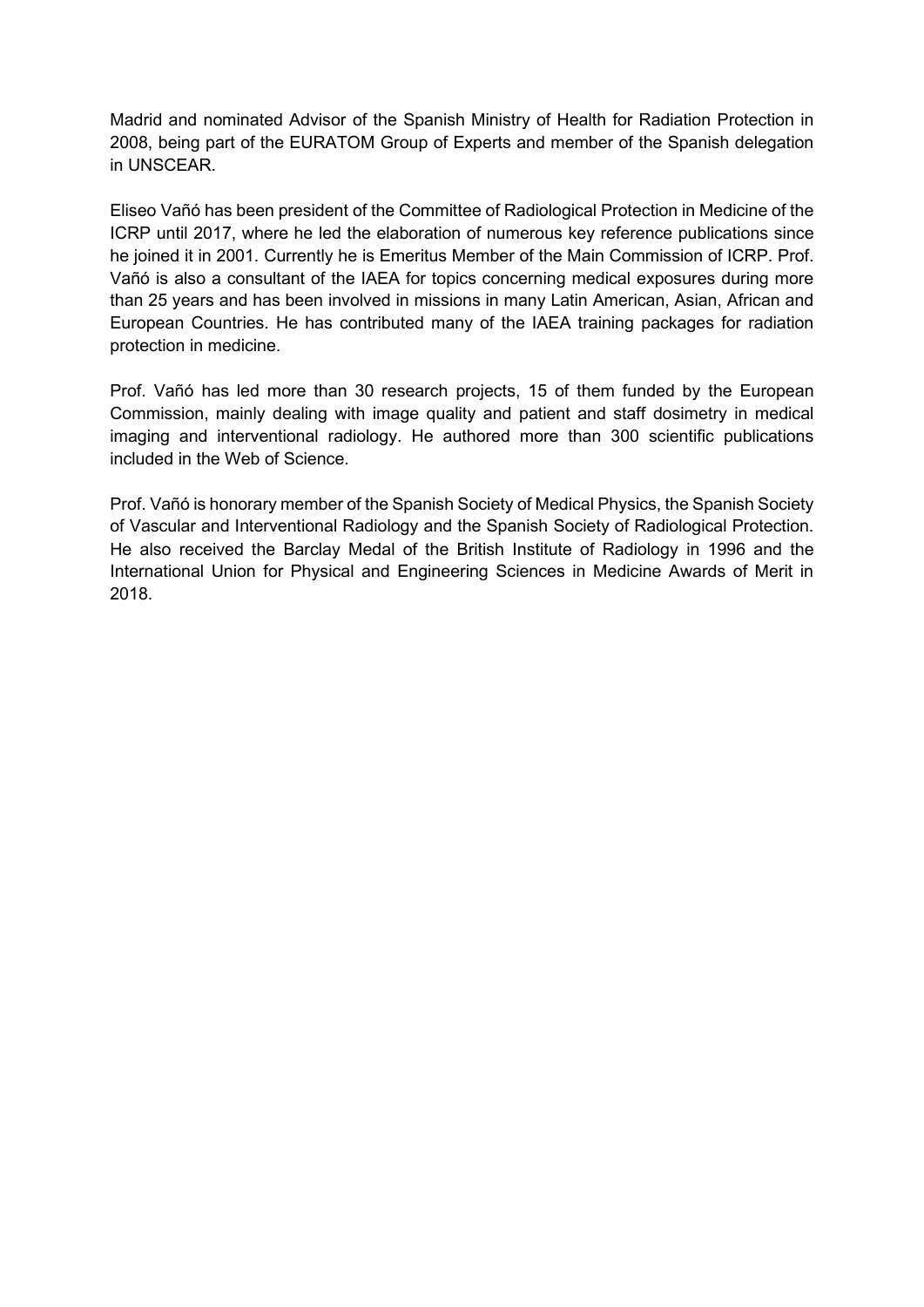Madrid and nominated Advisor of the Spanish Ministry of Health for Radiation Protection in 2008, being part of the EURATOM Group of Experts and member of the Spanish delegation in UNSCEAR.

Eliseo Vañó has been president of the Committee of Radiological Protection in Medicine of the ICRP until 2017, where he led the elaboration of numerous key reference publications since he joined it in 2001. Currently he is Emeritus Member of the Main Commission of ICRP. Prof. Vañó is also a consultant of the IAEA for topics concerning medical exposures during more than 25 years and has been involved in missions in many Latin American, Asian, African and European Countries. He has contributed many of the IAEA training packages for radiation protection in medicine.

Prof. Vañó has led more than 30 research projects, 15 of them funded by the European Commission, mainly dealing with image quality and patient and staff dosimetry in medical imaging and interventional radiology. He authored more than 300 scientific publications included in the Web of Science.

Prof. Vañó is honorary member of the Spanish Society of Medical Physics, the Spanish Society of Vascular and Interventional Radiology and the Spanish Society of Radiological Protection. He also received the Barclay Medal of the British Institute of Radiology in 1996 and the International Union for Physical and Engineering Sciences in Medicine Awards of Merit in 2018.